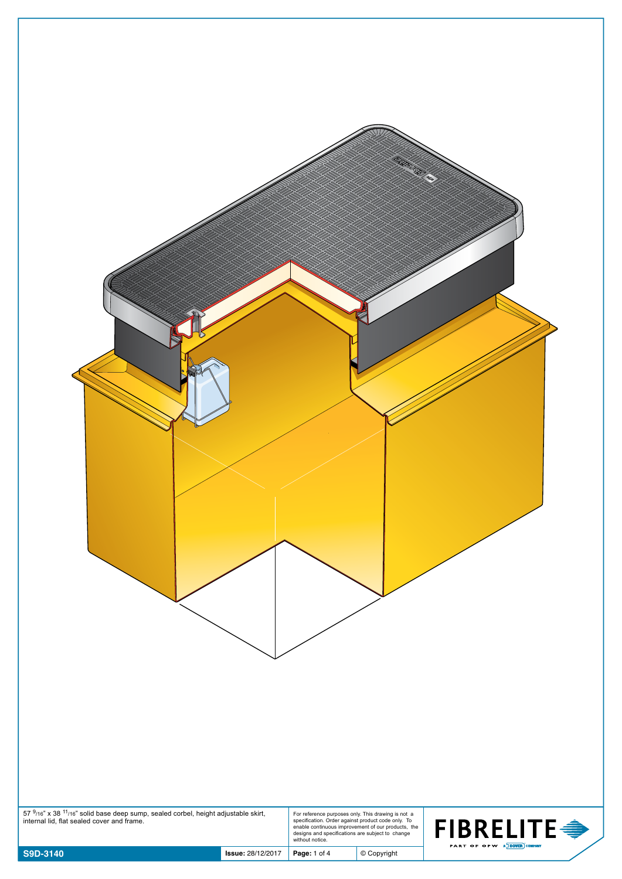57 $^{9}/_{16}$" x 38 $^{11}/_{16}$" solid base deep sump, sealed corbel, height adjustable skirt, internal lid, flat sealed cover and frame.

For reference purposes only. This drawing is not a specification. Order against product code only. To enable continuous improvement of our products, the designs and specifications are subject to change without notice.

| **S9D-3140** | **Issue:** 28/12/2017 | **Page:** 1 of 4 | © Copyright |
| --- | --- | --- | --- |

FIBRELITE
PART OF OPW A DOVER COMPANY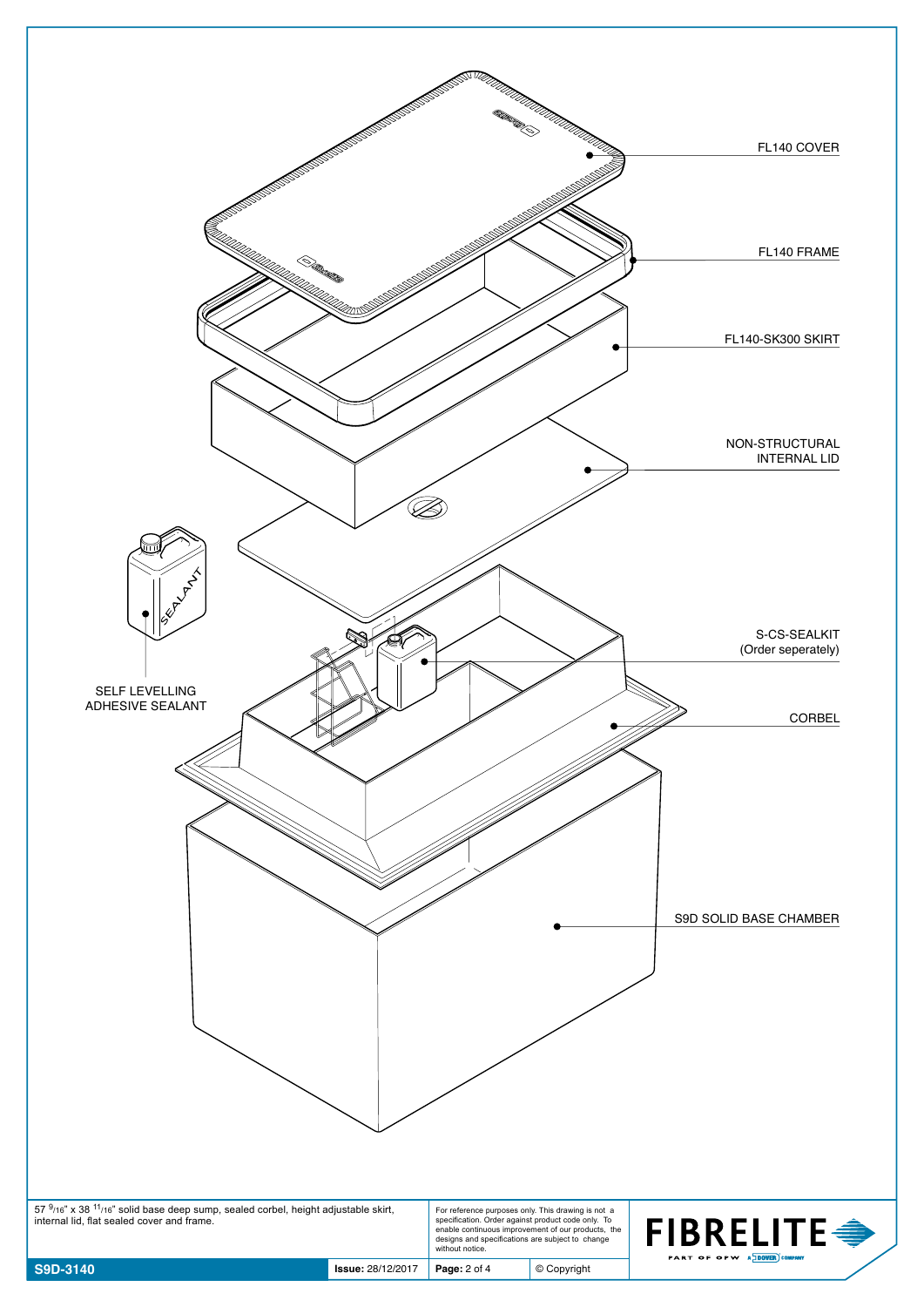FL140 COVER

FL140 FRAME

FL140-SK300 SKIRT

NON-STRUCTURAL INTERNAL LID

S-CS-SEALKIT (Order seperately)

SELF LEVELLING ADHESIVE SEALANT

CORBEL

S9D SOLID BASE CHAMBER

57 9/16" x 38 11/16" solid base deep sump, sealed corbel, height adjustable skirt, internal lid, flat sealed cover and frame.

For reference purposes only. This drawing is not a specification. Order against product code only. To enable continuous improvement of our products, the designs and specifications are subject to change without notice.

| S9D-3140 | Issue: 28/12/2017 | Page: 2 of 4 | © Copyright |
|---|---|---|---|

FIBRELITE PART OF OPW A DOVER COMPANY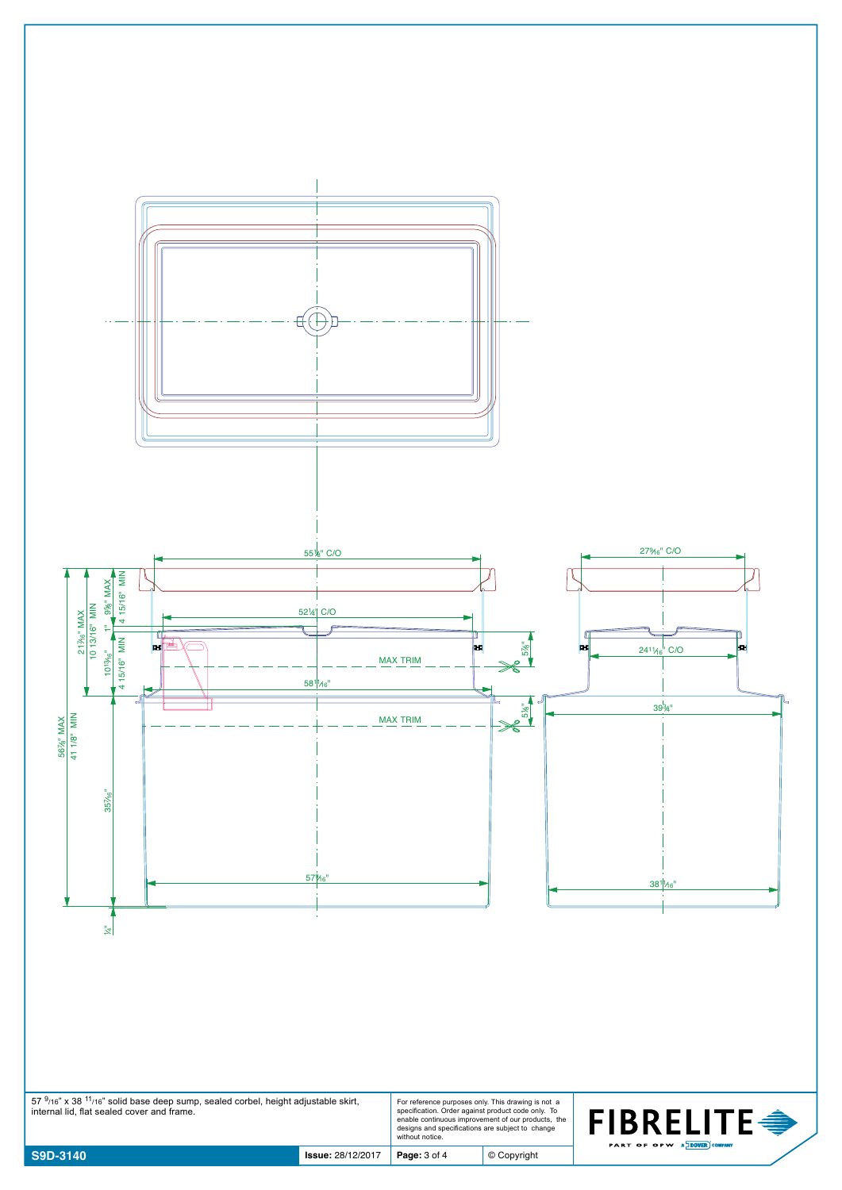55⅛" C/O

27⁹⁄₁₆" C/O

52¼" C/O

24¹¹⁄₁₆" C/O

21⁷⁄₁₆" MAX

10 13/16" MIN

9⅝" MAX

4 15/16" MIN

1"

10¹³⁄₁₆"

4 15/16" MIN

MAX TRIM

5⅞"

58¹¹⁄₁₆"

39¾"

56⅞" MAX

41 1/8" MIN

MAX TRIM

5⅞"

35⁷⁄₁₆"

57⁹⁄₁₆"

38¹¹⁄₁₆"

¼"

57 ⁹⁄₁₆" x 38 ¹¹⁄₁₆" solid base deep sump, sealed corbel, height adjustable skirt, internal lid, flat sealed cover and frame.

For reference purposes only. This drawing is not a specification. Order against product code only. To enable continuous improvement of our products, the designs and specifications are subject to change without notice.

FIBRELITE — PART OF OPW, A DOVER COMPANY

| S9D-3140 | Issue: 28/12/2017 | Page: 3 of 4 | © Copyright |
| --- | --- | --- | --- |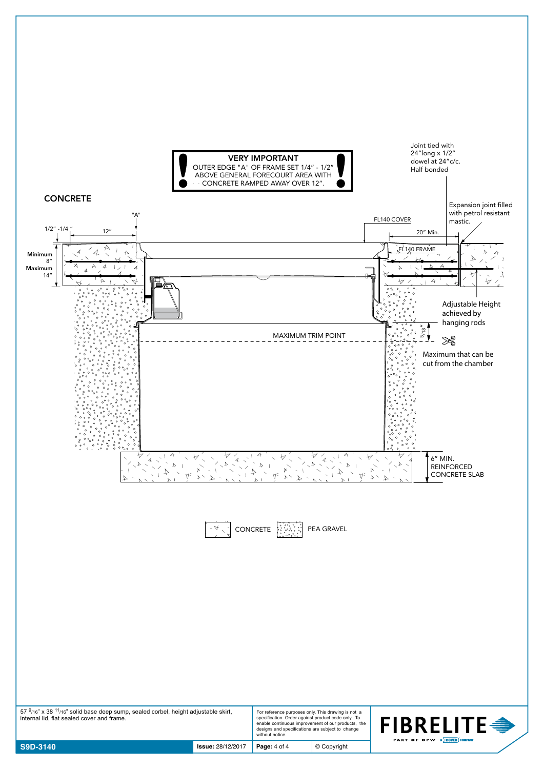**VERY IMPORTANT**

OUTER EDGE "A" OF FRAME SET 1/4" - 1/2" ABOVE GENERAL FORECOURT AREA WITH CONCRETE RAMPED AWAY OVER 12".

## CONCRETE

"A"

1/2" -1/4 "

12"

Minimum 8"

Maximum 14"

Joint tied with 24"long x 1/2" dowel at 24"c/c. Half bonded

Expansion joint filled with petrol resistant mastic.

FL140 COVER

20" Min.

FL140 FRAME

Adjustable Height achieved by hanging rods

MAXIMUM TRIM POINT

5/16"

Maximum that can be cut from the chamber

6" MIN. REINFORCED CONCRETE SLAB

CONCRETE

PEA GRAVEL

57 9/16" x 38 11/16" solid base deep sump, sealed corbel, height adjustable skirt, internal lid, flat sealed cover and frame.

For reference purposes only. This drawing is not a specification. Order against product code only. To enable continuous improvement of our products, the designs and specifications are subject to change without notice.

FIBRELITE PART OF OPW A DOVER COMPANY

**S9D-3140** | **Issue:** 28/12/2017 | © Copyright